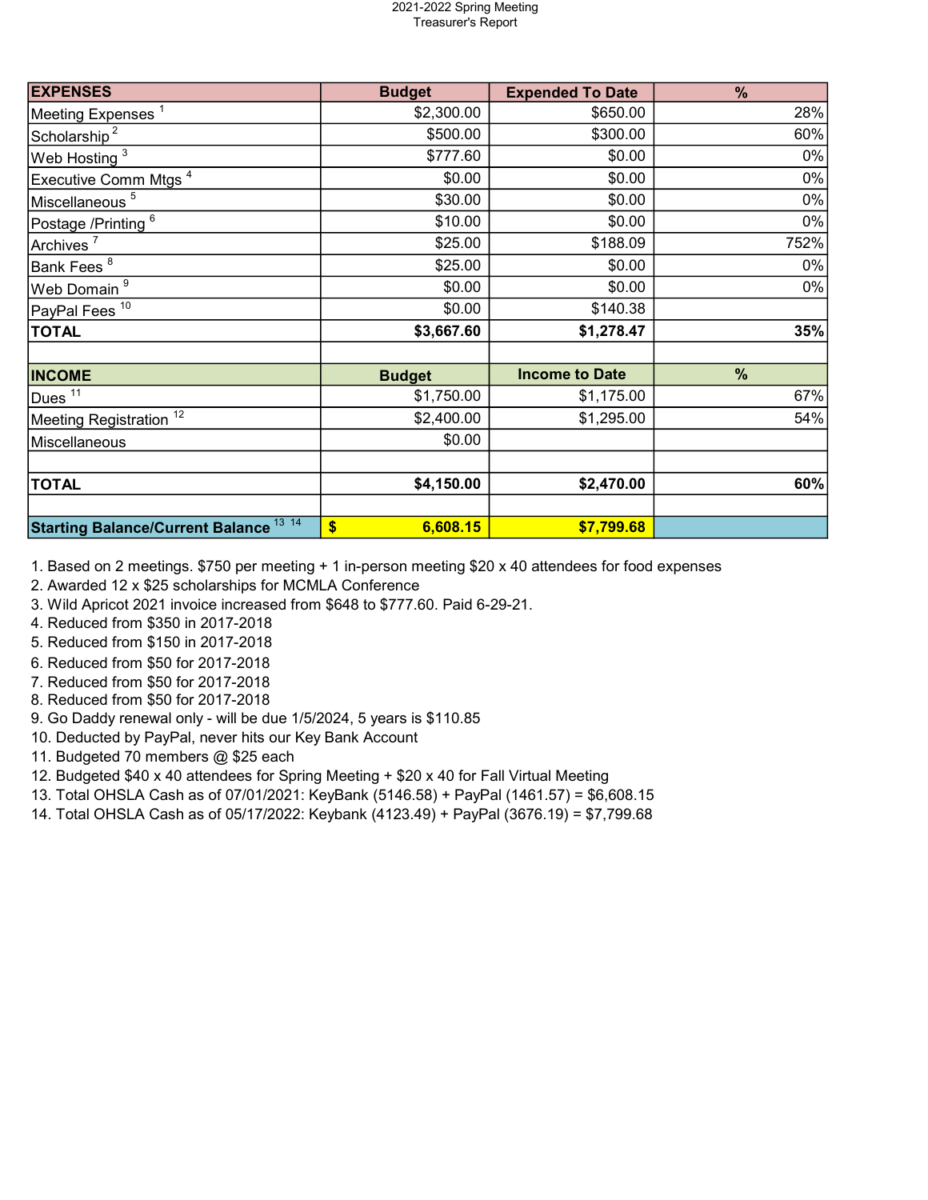2021-2022 Spring Meeting
Treasurer's Report

| EXPENSES | Budget | Expended To Date | % |
|---|---|---|---|
| Meeting Expenses [1] | $2,300.00 | $650.00 | 28% |
| Scholarship [2] | $500.00 | $300.00 | 60% |
| Web Hosting [3] | $777.60 | $0.00 | 0% |
| Executive Comm Mtgs [4] | $0.00 | $0.00 | 0% |
| Miscellaneous [5] | $30.00 | $0.00 | 0% |
| Postage /Printing [6] | $10.00 | $0.00 | 0% |
| Archives [7] | $25.00 | $188.09 | 752% |
| Bank Fees [8] | $25.00 | $0.00 | 0% |
| Web Domain [9] | $0.00 | $0.00 | 0% |
| PayPal Fees [10] | $0.00 | $140.38 | |
| **TOTAL** | **$3,667.60** | **$1,278.47** | **35%** |
| | | | |
| **INCOME** | **Budget** | **Income to Date** | **%** |
| Dues [11] | $1,750.00 | $1,175.00 | 67% |
| Meeting Registration [12] | $2,400.00 | $1,295.00 | 54% |
| Miscellaneous | $0.00 | | |
| | | | |
| **TOTAL** | **$4,150.00** | **$2,470.00** | **60%** |
| | | | |
| **Starting Balance/Current Balance** [13] [14] | **$ 6,608.15** | **$7,799.68** | |

1. Based on 2 meetings. $750 per meeting + 1 in-person meeting $20 x 40 attendees for food expenses
2. Awarded 12 x $25 scholarships for MCMLA Conference
3. Wild Apricot 2021 invoice increased from $648 to $777.60. Paid 6-29-21.
4. Reduced from $350 in 2017-2018
5. Reduced from $150 in 2017-2018
6. Reduced from $50 for 2017-2018
7. Reduced from $50 for 2017-2018
8. Reduced from $50 for 2017-2018
9. Go Daddy renewal only - will be due 1/5/2024, 5 years is $110.85
10. Deducted by PayPal, never hits our Key Bank Account
11. Budgeted 70 members @ $25 each
12. Budgeted $40 x 40 attendees for Spring Meeting + $20 x 40 for Fall Virtual Meeting
13. Total OHSLA Cash as of 07/01/2021: KeyBank (5146.58) + PayPal (1461.57) = $6,608.15
14. Total OHSLA Cash as of 05/17/2022: Keybank (4123.49) + PayPal (3676.19) = $7,799.68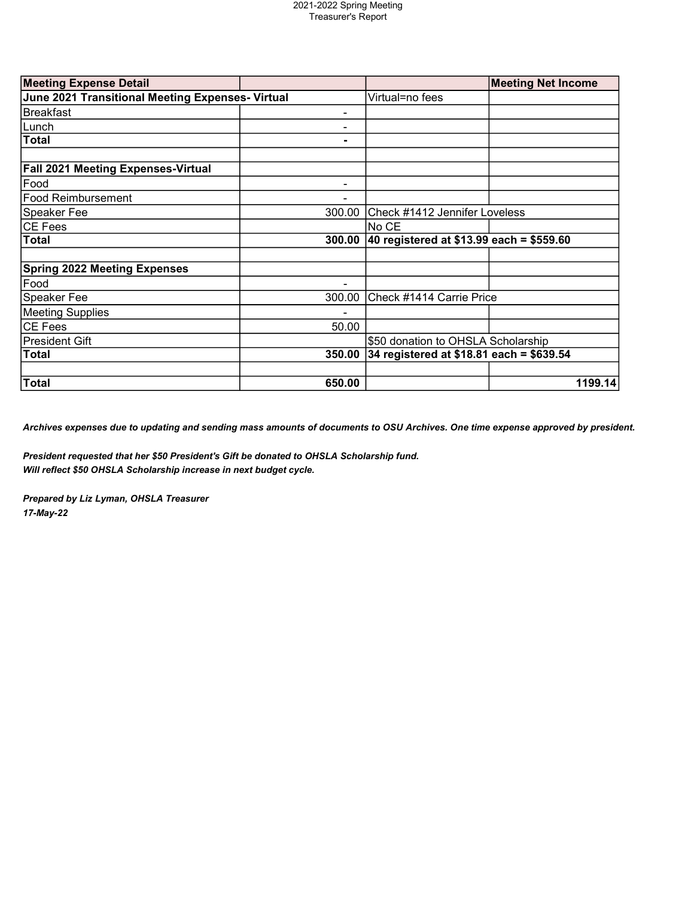2021-2022 Spring Meeting
Treasurer's Report

| Meeting Expense Detail | | | Meeting Net Income |
|---|---|---|---|
| **June 2021 Transitional Meeting Expenses- Virtual** | | Virtual=no fees | |
| Breakfast | - | | |
| Lunch | - | | |
| **Total** | **-** | | |
| | | | |
| **Fall 2021 Meeting Expenses-Virtual** | | | |
| Food | - | | |
| Food Reimbursement | - | | |
| Speaker Fee | 300.00 | Check #1412 Jennifer Loveless | |
| CE Fees | | No CE | |
| **Total** | **300.00** | **40 registered at $13.99 each = $559.60** | |
| | | | |
| **Spring 2022 Meeting Expenses** | | | |
| Food | - | | |
| Speaker Fee | 300.00 | Check #1414 Carrie Price | |
| Meeting Supplies | - | | |
| CE Fees | 50.00 | | |
| President Gift | | $50 donation to OHSLA Scholarship | |
| **Total** | **350.00** | **34 registered at $18.81 each = $639.54** | |
| | | | |
| **Total** | **650.00** | | **1199.14** |

***Archives expenses due to updating and sending mass amounts of documents to OSU Archives. One time expense approved by president.***

***President requested that her $50 President's Gift be donated to OHSLA Scholarship fund.***
***Will reflect $50 OHSLA Scholarship increase in next budget cycle.***

***Prepared by Liz Lyman, OHSLA Treasurer***
***17-May-22***